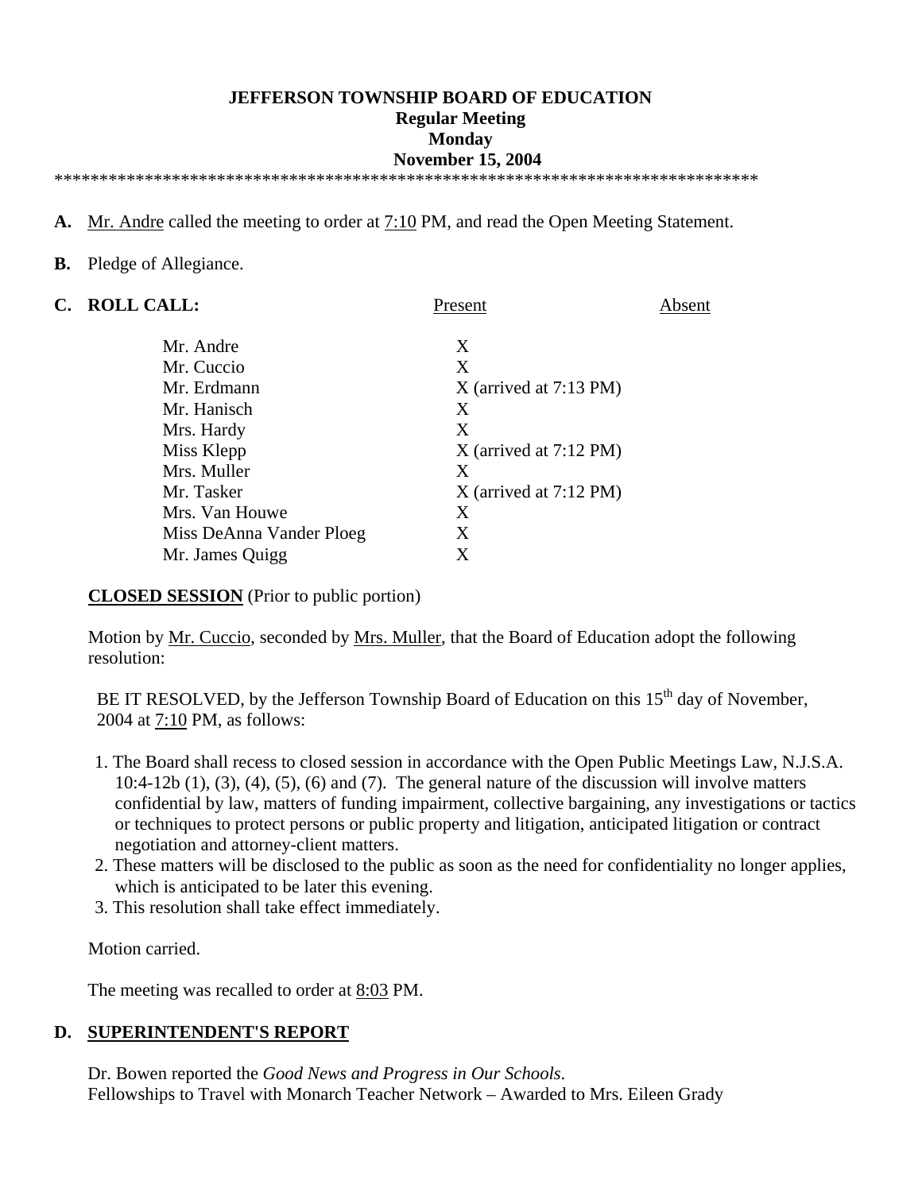**JEFFERSON TOWNSHIP BOARD OF EDUCATION**
**Regular Meeting**
**Monday**
**November 15, 2004**

*******************************************************************************

**A.** Mr. Andre called the meeting to order at 7:10 PM, and read the Open Meeting Statement.

**B.** Pledge of Allegiance.

**C. ROLL CALL:**

| | Present | Absent |
|---|---|---|
| Mr. Andre | X | |
| Mr. Cuccio | X | |
| Mr. Erdmann | X (arrived at 7:13 PM) | |
| Mr. Hanisch | X | |
| Mrs. Hardy | X | |
| Miss Klepp | X (arrived at 7:12 PM) | |
| Mrs. Muller | X | |
| Mr. Tasker | X (arrived at 7:12 PM) | |
| Mrs. Van Houwe | X | |
| Miss DeAnna Vander Ploeg | X | |
| Mr. James Quigg | X | |

**CLOSED SESSION** (Prior to public portion)

Motion by Mr. Cuccio, seconded by Mrs. Muller, that the Board of Education adopt the following resolution:

BE IT RESOLVED, by the Jefferson Township Board of Education on this 15th day of November, 2004 at 7:10 PM, as follows:

1. The Board shall recess to closed session in accordance with the Open Public Meetings Law, N.J.S.A. 10:4-12b (1), (3), (4), (5), (6) and (7). The general nature of the discussion will involve matters confidential by law, matters of funding impairment, collective bargaining, any investigations or tactics or techniques to protect persons or public property and litigation, anticipated litigation or contract negotiation and attorney-client matters.
2. These matters will be disclosed to the public as soon as the need for confidentiality no longer applies, which is anticipated to be later this evening.
3. This resolution shall take effect immediately.

Motion carried.

The meeting was recalled to order at 8:03 PM.

**D. SUPERINTENDENT'S REPORT**

Dr. Bowen reported the *Good News and Progress in Our Schools*.
Fellowships to Travel with Monarch Teacher Network – Awarded to Mrs. Eileen Grady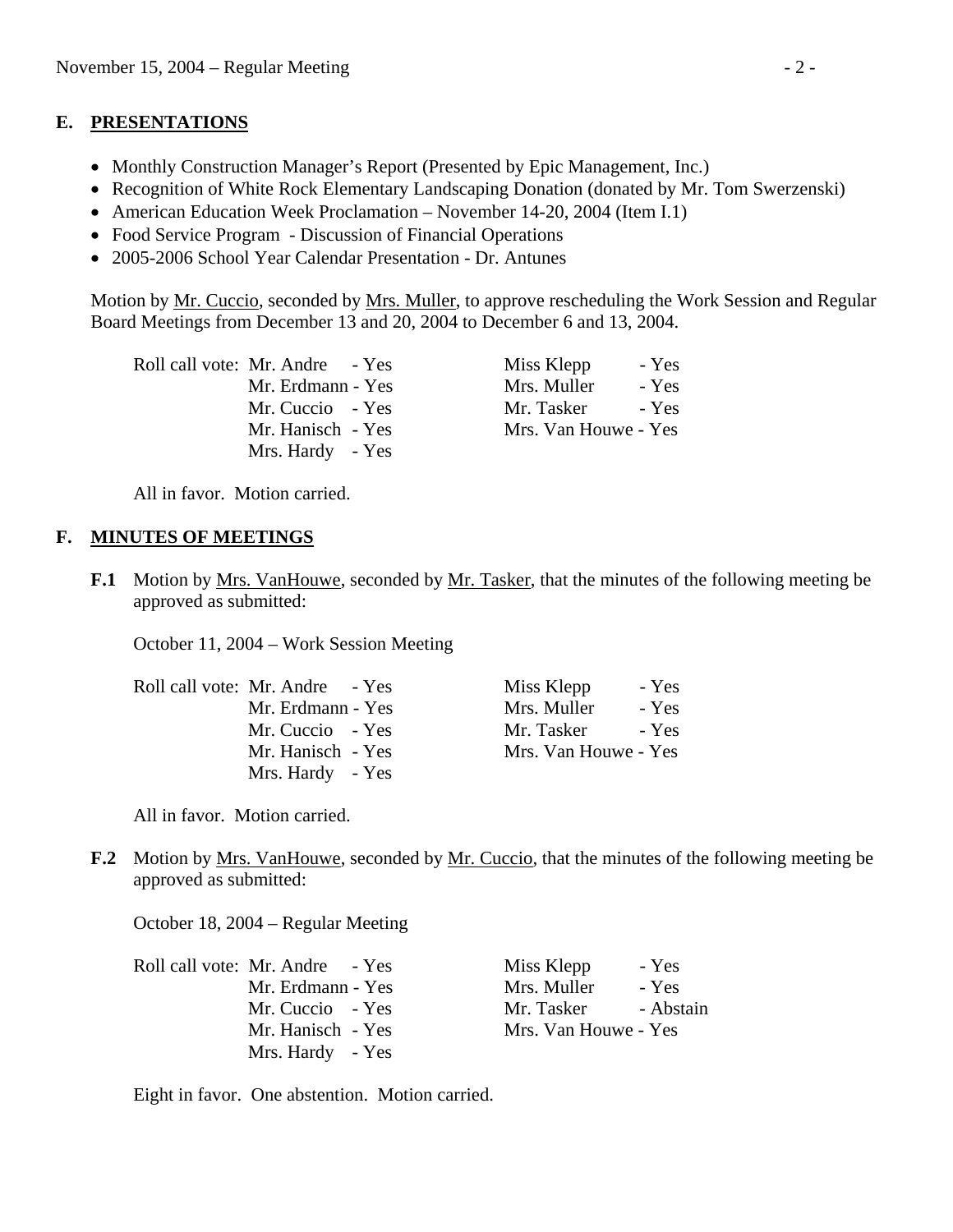## E. PRESENTATIONS

- Monthly Construction Manager's Report (Presented by Epic Management, Inc.)
- Recognition of White Rock Elementary Landscaping Donation (donated by Mr. Tom Swerzenski)
- American Education Week Proclamation – November 14-20, 2004 (Item I.1)
- Food Service Program - Discussion of Financial Operations
- 2005-2006 School Year Calendar Presentation - Dr. Antunes

Motion by Mr. Cuccio, seconded by Mrs. Muller, to approve rescheduling the Work Session and Regular Board Meetings from December 13 and 20, 2004 to December 6 and 13, 2004.

| Roll call vote: | | | |
|---|---|---|---|
| Mr. Andre | - Yes | Miss Klepp | - Yes |
| Mr. Erdmann | - Yes | Mrs. Muller | - Yes |
| Mr. Cuccio | - Yes | Mr. Tasker | - Yes |
| Mr. Hanisch | - Yes | Mrs. Van Houwe | - Yes |
| Mrs. Hardy | - Yes | | |

All in favor. Motion carried.

## F. MINUTES OF MEETINGS

**F.1** Motion by Mrs. VanHouwe, seconded by Mr. Tasker, that the minutes of the following meeting be approved as submitted:

October 11, 2004 – Work Session Meeting

| Roll call vote: | | | |
|---|---|---|---|
| Mr. Andre | - Yes | Miss Klepp | - Yes |
| Mr. Erdmann | - Yes | Mrs. Muller | - Yes |
| Mr. Cuccio | - Yes | Mr. Tasker | - Yes |
| Mr. Hanisch | - Yes | Mrs. Van Houwe | - Yes |
| Mrs. Hardy | - Yes | | |

All in favor. Motion carried.

**F.2** Motion by Mrs. VanHouwe, seconded by Mr. Cuccio, that the minutes of the following meeting be approved as submitted:

October 18, 2004 – Regular Meeting

| Roll call vote: | | | |
|---|---|---|---|
| Mr. Andre | - Yes | Miss Klepp | - Yes |
| Mr. Erdmann | - Yes | Mrs. Muller | - Yes |
| Mr. Cuccio | - Yes | Mr. Tasker | - Abstain |
| Mr. Hanisch | - Yes | Mrs. Van Houwe | - Yes |
| Mrs. Hardy | - Yes | | |

Eight in favor. One abstention. Motion carried.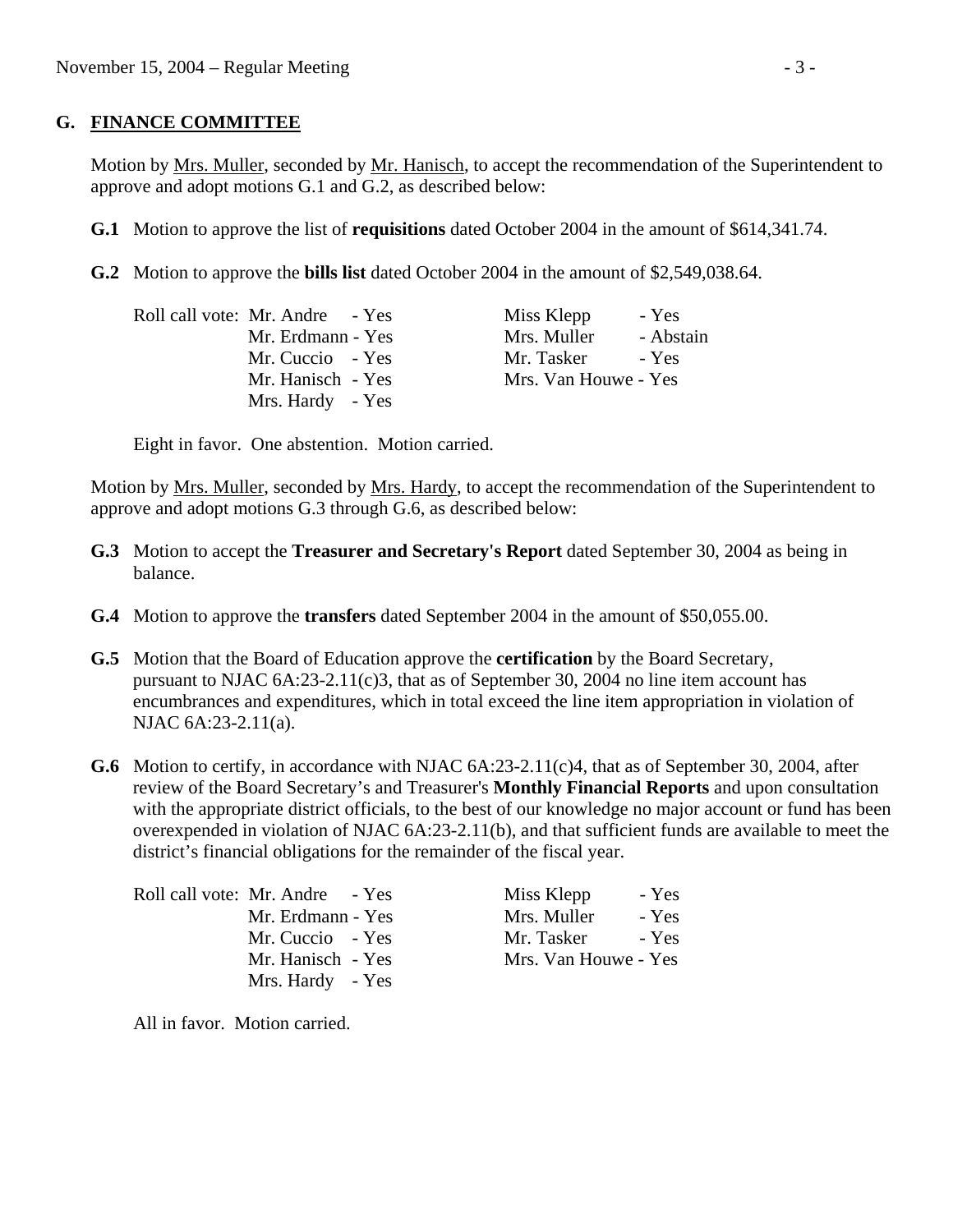## G. FINANCE COMMITTEE

Motion by Mrs. Muller, seconded by Mr. Hanisch, to accept the recommendation of the Superintendent to approve and adopt motions G.1 and G.2, as described below:

**G.1** Motion to approve the list of **requisitions** dated October 2004 in the amount of $614,341.74.

**G.2** Motion to approve the **bills list** dated October 2004 in the amount of $2,549,038.64.

Roll call vote:

| | |
|---|---|
| Mr. Andre - Yes | Miss Klepp - Yes |
| Mr. Erdmann - Yes | Mrs. Muller - Abstain |
| Mr. Cuccio - Yes | Mr. Tasker - Yes |
| Mr. Hanisch - Yes | Mrs. Van Houwe - Yes |
| Mrs. Hardy - Yes | |

Eight in favor. One abstention. Motion carried.

Motion by Mrs. Muller, seconded by Mrs. Hardy, to accept the recommendation of the Superintendent to approve and adopt motions G.3 through G.6, as described below:

**G.3** Motion to accept the **Treasurer and Secretary's Report** dated September 30, 2004 as being in balance.

**G.4** Motion to approve the **transfers** dated September 2004 in the amount of $50,055.00.

**G.5** Motion that the Board of Education approve the **certification** by the Board Secretary, pursuant to NJAC 6A:23-2.11(c)3, that as of September 30, 2004 no line item account has encumbrances and expenditures, which in total exceed the line item appropriation in violation of NJAC 6A:23-2.11(a).

**G.6** Motion to certify, in accordance with NJAC 6A:23-2.11(c)4, that as of September 30, 2004, after review of the Board Secretary's and Treasurer's **Monthly Financial Reports** and upon consultation with the appropriate district officials, to the best of our knowledge no major account or fund has been overexpended in violation of NJAC 6A:23-2.11(b), and that sufficient funds are available to meet the district's financial obligations for the remainder of the fiscal year.

Roll call vote:

| | |
|---|---|
| Mr. Andre - Yes | Miss Klepp - Yes |
| Mr. Erdmann - Yes | Mrs. Muller - Yes |
| Mr. Cuccio - Yes | Mr. Tasker - Yes |
| Mr. Hanisch - Yes | Mrs. Van Houwe - Yes |
| Mrs. Hardy - Yes | |

All in favor. Motion carried.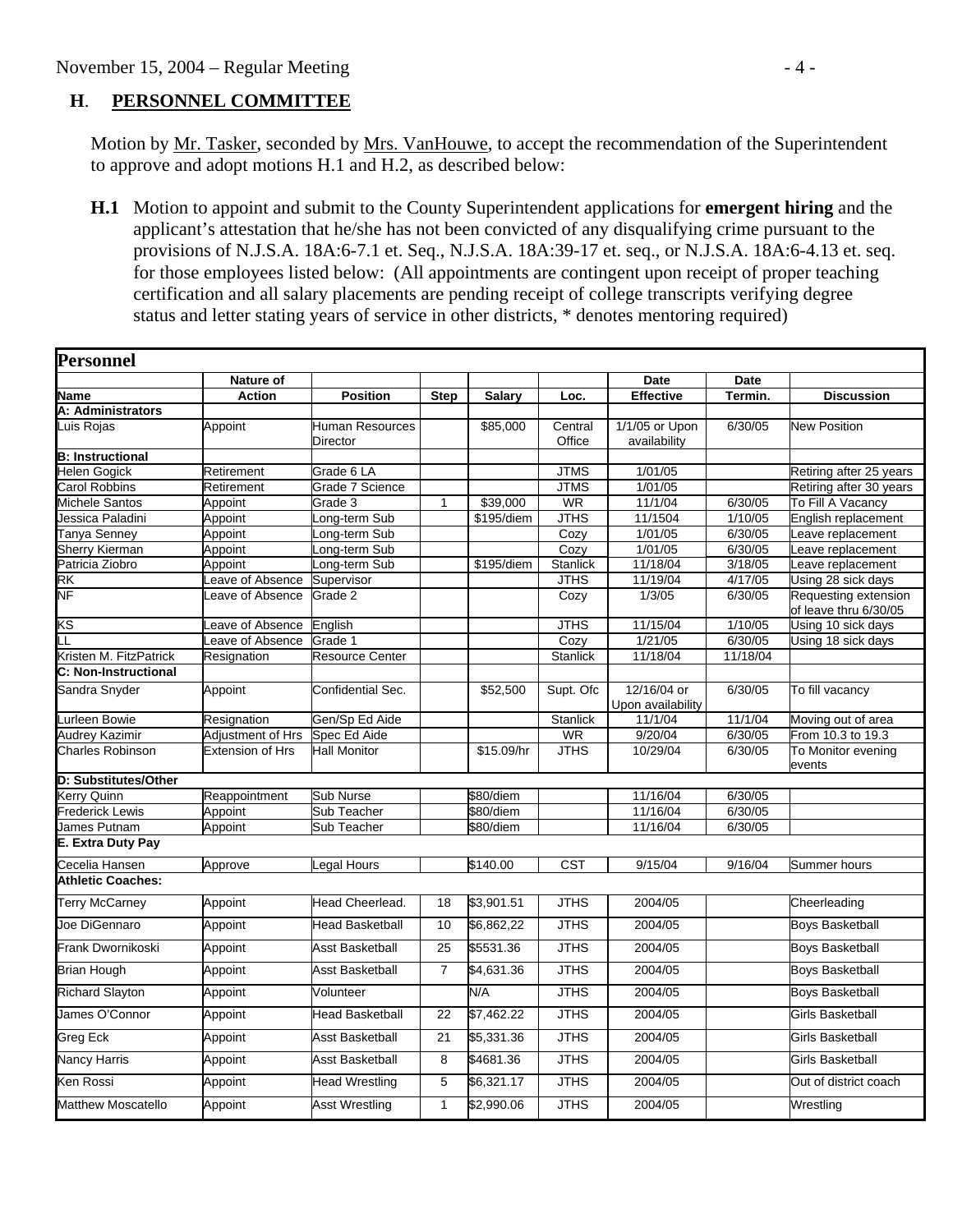November 15, 2004 – Regular Meeting

## H. PERSONNEL COMMITTEE

Motion by Mr. Tasker, seconded by Mrs. VanHouwe, to accept the recommendation of the Superintendent to approve and adopt motions H.1 and H.2, as described below:

**H.1** Motion to appoint and submit to the County Superintendent applications for **emergent hiring** and the applicant's attestation that he/she has not been convicted of any disqualifying crime pursuant to the provisions of N.J.S.A. 18A:6-7.1 et. Seq., N.J.S.A. 18A:39-17 et. seq., or N.J.S.A. 18A:6-4.13 et. seq. for those employees listed below: (All appointments are contingent upon receipt of proper teaching certification and all salary placements are pending receipt of college transcripts verifying degree status and letter stating years of service in other districts, * denotes mentoring required)

| **Personnel** | | | | | | | | |
|---|---|---|---|---|---|---|---|---|
| | **Nature of** | | | | | **Date** | **Date** | |
| **Name** | **Action** | **Position** | **Step** | **Salary** | **Loc.** | **Effective** | **Termin.** | **Discussion** |
| **A: Administrators** | | | | | | | | |
| Luis Rojas | Appoint | Human Resources Director | | $85,000 | Central Office | 1/1/05 or Upon availability | 6/30/05 | New Position |
| **B: Instructional** | | | | | | | | |
| Helen Gogick | Retirement | Grade 6 LA | | | JTMS | 1/01/05 | | Retiring after 25 years |
| Carol Robbins | Retirement | Grade 7 Science | | | JTMS | 1/01/05 | | Retiring after 30 years |
| Michele Santos | Appoint | Grade 3 | 1 | $39,000 | WR | 11/1/04 | 6/30/05 | To Fill A Vacancy |
| Jessica Paladini | Appoint | Long-term Sub | | $195/diem | JTHS | 11/1504 | 1/10/05 | English replacement |
| Tanya Senney | Appoint | Long-term Sub | | | Cozy | 1/01/05 | 6/30/05 | Leave replacement |
| Sherry Kierman | Appoint | Long-term Sub | | | Cozy | 1/01/05 | 6/30/05 | Leave replacement |
| Patricia Ziobro | Appoint | Long-term Sub | | $195/diem | Stanlick | 11/18/04 | 3/18/05 | Leave replacement |
| RK | Leave of Absence | Supervisor | | | JTHS | 11/19/04 | 4/17/05 | Using 28 sick days |
| NF | Leave of Absence | Grade 2 | | | Cozy | 1/3/05 | 6/30/05 | Requesting extension of leave thru 6/30/05 |
| KS | Leave of Absence | English | | | JTHS | 11/15/04 | 1/10/05 | Using 10 sick days |
| LL | Leave of Absence | Grade 1 | | | Cozy | 1/21/05 | 6/30/05 | Using 18 sick days |
| Kristen M. FitzPatrick | Resignation | Resource Center | | | Stanlick | 11/18/04 | 11/18/04 | |
| **C: Non-Instructional** | | | | | | | | |
| Sandra Snyder | Appoint | Confidential Sec. | | $52,500 | Supt. Ofc | 12/16/04 or Upon availability | 6/30/05 | To fill vacancy |
| Lurleen Bowie | Resignation | Gen/Sp Ed Aide | | | Stanlick | 11/1/04 | 11/1/04 | Moving out of area |
| Audrey Kazimir | Adjustment of Hrs | Spec Ed Aide | | | WR | 9/20/04 | 6/30/05 | From 10.3 to 19.3 |
| Charles Robinson | Extension of Hrs | Hall Monitor | | $15.09/hr | JTHS | 10/29/04 | 6/30/05 | To Monitor evening events |
| **D: Substitutes/Other** | | | | | | | | |
| Kerry Quinn | Reappointment | Sub Nurse | | $80/diem | | 11/16/04 | 6/30/05 | |
| Frederick Lewis | Appoint | Sub Teacher | | $80/diem | | 11/16/04 | 6/30/05 | |
| James Putnam | Appoint | Sub Teacher | | $80/diem | | 11/16/04 | 6/30/05 | |
| **E. Extra Duty Pay** | | | | | | | | |
| Cecelia Hansen | Approve | Legal Hours | | $140.00 | CST | 9/15/04 | 9/16/04 | Summer hours |
| **Athletic Coaches:** | | | | | | | | |
| Terry McCarney | Appoint | Head Cheerlead. | 18 | $3,901.51 | JTHS | 2004/05 | | Cheerleading |
| Joe DiGennaro | Appoint | Head Basketball | 10 | $6,862,22 | JTHS | 2004/05 | | Boys Basketball |
| Frank Dwornikoski | Appoint | Asst Basketball | 25 | $5531.36 | JTHS | 2004/05 | | Boys Basketball |
| Brian Hough | Appoint | Asst Basketball | 7 | $4,631.36 | JTHS | 2004/05 | | Boys Basketball |
| Richard Slayton | Appoint | Volunteer | | N/A | JTHS | 2004/05 | | Boys Basketball |
| James O'Connor | Appoint | Head Basketball | 22 | $7,462.22 | JTHS | 2004/05 | | Girls Basketball |
| Greg Eck | Appoint | Asst Basketball | 21 | $5,331.36 | JTHS | 2004/05 | | Girls Basketball |
| Nancy Harris | Appoint | Asst Basketball | 8 | $4681.36 | JTHS | 2004/05 | | Girls Basketball |
| Ken Rossi | Appoint | Head Wrestling | 5 | $6,321.17 | JTHS | 2004/05 | | Out of district coach |
| Matthew Moscatello | Appoint | Asst Wrestling | 1 | $2,990.06 | JTHS | 2004/05 | | Wrestling |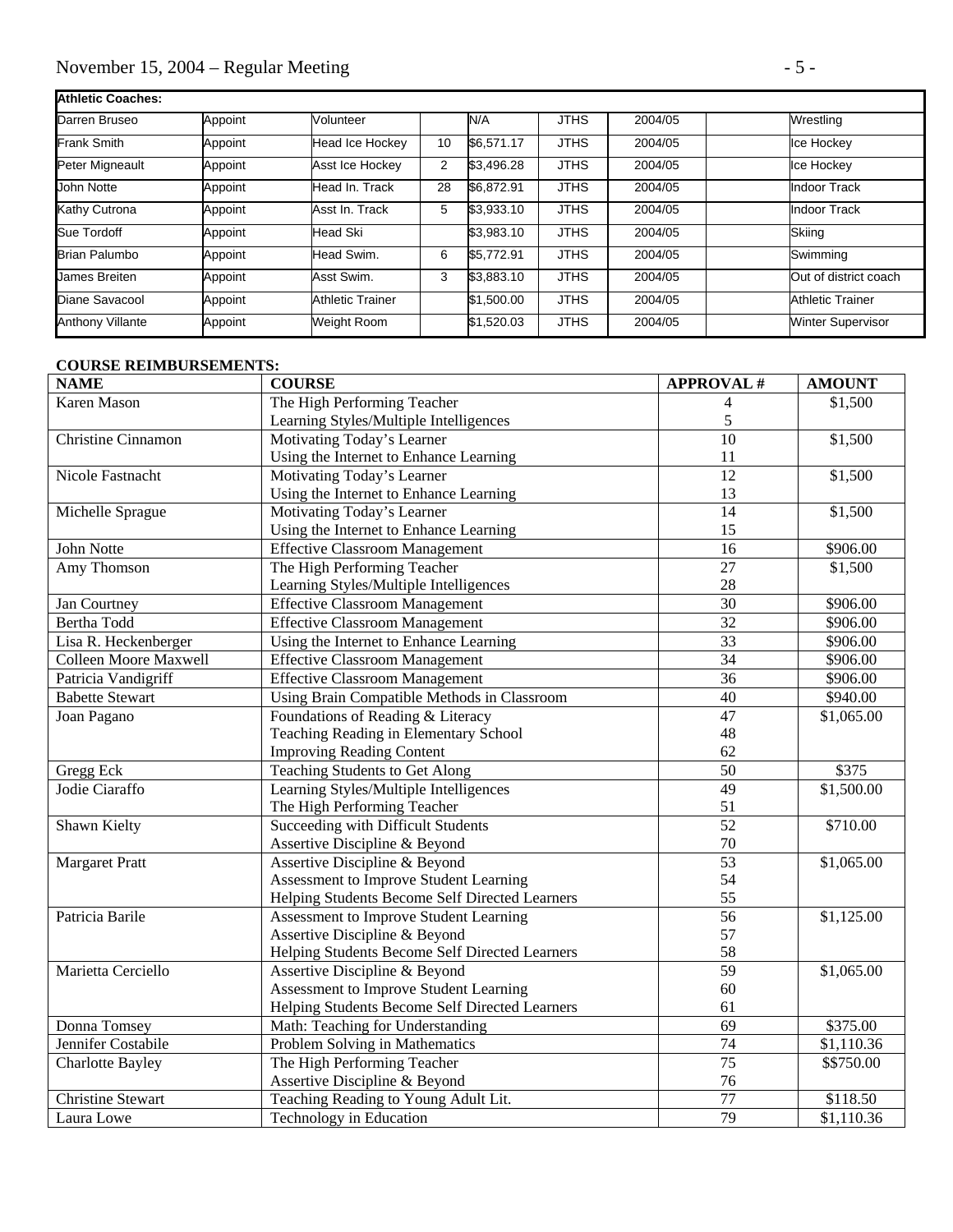**Athletic Coaches:**

| | | | | | | | | |
|---|---|---|---|---|---|---|---|---|
| Darren Bruseo | Appoint | Volunteer | | N/A | JTHS | 2004/05 | | Wrestling |
| Frank Smith | Appoint | Head Ice Hockey | 10 | $6,571.17 | JTHS | 2004/05 | | Ice Hockey |
| Peter Migneault | Appoint | Asst Ice Hockey | 2 | $3,496.28 | JTHS | 2004/05 | | Ice Hockey |
| John Notte | Appoint | Head In. Track | 28 | $6,872.91 | JTHS | 2004/05 | | Indoor Track |
| Kathy Cutrona | Appoint | Asst In. Track | 5 | $3,933.10 | JTHS | 2004/05 | | Indoor Track |
| Sue Tordoff | Appoint | Head Ski | | $3,983.10 | JTHS | 2004/05 | | Skiing |
| Brian Palumbo | Appoint | Head Swim. | 6 | $5,772.91 | JTHS | 2004/05 | | Swimming |
| James Breiten | Appoint | Asst Swim. | 3 | $3,883.10 | JTHS | 2004/05 | | Out of district coach |
| Diane Savacool | Appoint | Athletic Trainer | | $1,500.00 | JTHS | 2004/05 | | Athletic Trainer |
| Anthony Villante | Appoint | Weight Room | | $1,520.03 | JTHS | 2004/05 | | Winter Supervisor |

**COURSE REIMBURSEMENTS:**

| NAME | COURSE | APPROVAL # | AMOUNT |
|---|---|---|---|
| Karen Mason | The High Performing Teacher<br>Learning Styles/Multiple Intelligences | 4<br>5 | $1,500 |
| Christine Cinnamon | Motivating Today's Learner<br>Using the Internet to Enhance Learning | 10<br>11 | $1,500 |
| Nicole Fastnacht | Motivating Today's Learner<br>Using the Internet to Enhance Learning | 12<br>13 | $1,500 |
| Michelle Sprague | Motivating Today's Learner<br>Using the Internet to Enhance Learning | 14<br>15 | $1,500 |
| John Notte | Effective Classroom Management | 16 | $906.00 |
| Amy Thomson | The High Performing Teacher<br>Learning Styles/Multiple Intelligences | 27<br>28 | $1,500 |
| Jan Courtney | Effective Classroom Management | 30 | $906.00 |
| Bertha Todd | Effective Classroom Management | 32 | $906.00 |
| Lisa R. Heckenberger | Using the Internet to Enhance Learning | 33 | $906.00 |
| Colleen Moore Maxwell | Effective Classroom Management | 34 | $906.00 |
| Patricia Vandigriff | Effective Classroom Management | 36 | $906.00 |
| Babette Stewart | Using Brain Compatible Methods in Classroom | 40 | $940.00 |
| Joan Pagano | Foundations of Reading & Literacy<br>Teaching Reading in Elementary School<br>Improving Reading Content | 47<br>48<br>62 | $1,065.00 |
| Gregg Eck | Teaching Students to Get Along | 50 | $375 |
| Jodie Ciaraffo | Learning Styles/Multiple Intelligences<br>The High Performing Teacher | 49<br>51 | $1,500.00 |
| Shawn Kielty | Succeeding with Difficult Students<br>Assertive Discipline & Beyond | 52<br>70 | $710.00 |
| Margaret Pratt | Assertive Discipline & Beyond<br>Assessment to Improve Student Learning<br>Helping Students Become Self Directed Learners | 53<br>54<br>55 | $1,065.00 |
| Patricia Barile | Assessment to Improve Student Learning<br>Assertive Discipline & Beyond<br>Helping Students Become Self Directed Learners | 56<br>57<br>58 | $1,125.00 |
| Marietta Cerciello | Assertive Discipline & Beyond<br>Assessment to Improve Student Learning<br>Helping Students Become Self Directed Learners | 59<br>60<br>61 | $1,065.00 |
| Donna Tomsey | Math: Teaching for Understanding | 69 | $375.00 |
| Jennifer Costabile | Problem Solving in Mathematics | 74 | $1,110.36 |
| Charlotte Bayley | The High Performing Teacher<br>Assertive Discipline & Beyond | 75<br>76 | $$750.00 |
| Christine Stewart | Teaching Reading to Young Adult Lit. | 77 | $118.50 |
| Laura Lowe | Technology in Education | 79 | $1,110.36 |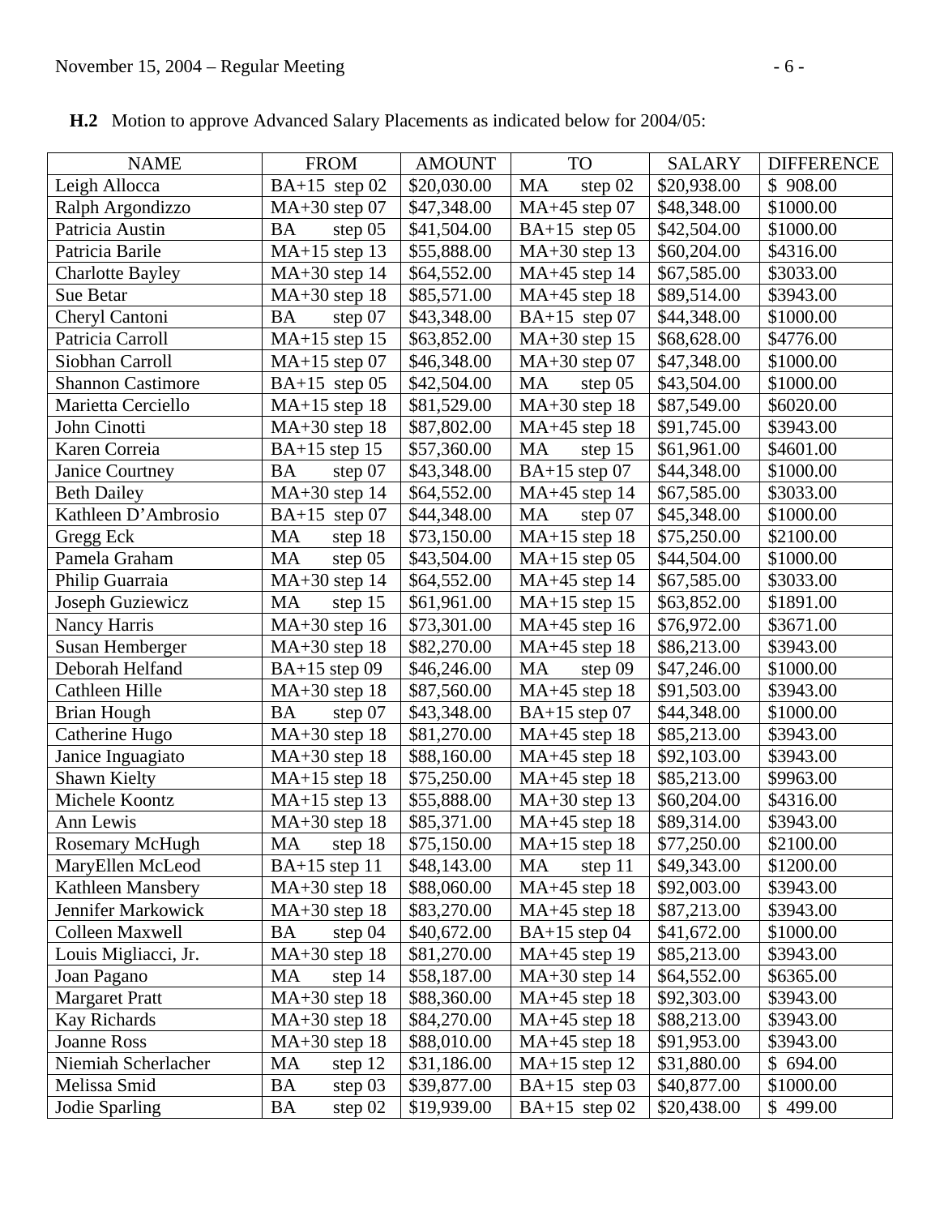**H.2** Motion to approve Advanced Salary Placements as indicated below for 2004/05:

| NAME | FROM | AMOUNT | TO | SALARY | DIFFERENCE |
|---|---|---|---|---|---|
| Leigh Allocca | BA+15 step 02 | $20,030.00 | MA step 02 | $20,938.00 | $ 908.00 |
| Ralph Argondizzo | MA+30 step 07 | $47,348.00 | MA+45 step 07 | $48,348.00 | $1000.00 |
| Patricia Austin | BA step 05 | $41,504.00 | BA+15 step 05 | $42,504.00 | $1000.00 |
| Patricia Barile | MA+15 step 13 | $55,888.00 | MA+30 step 13 | $60,204.00 | $4316.00 |
| Charlotte Bayley | MA+30 step 14 | $64,552.00 | MA+45 step 14 | $67,585.00 | $3033.00 |
| Sue Betar | MA+30 step 18 | $85,571.00 | MA+45 step 18 | $89,514.00 | $3943.00 |
| Cheryl Cantoni | BA step 07 | $43,348.00 | BA+15 step 07 | $44,348.00 | $1000.00 |
| Patricia Carroll | MA+15 step 15 | $63,852.00 | MA+30 step 15 | $68,628.00 | $4776.00 |
| Siobhan Carroll | MA+15 step 07 | $46,348.00 | MA+30 step 07 | $47,348.00 | $1000.00 |
| Shannon Castimore | BA+15 step 05 | $42,504.00 | MA step 05 | $43,504.00 | $1000.00 |
| Marietta Cerciello | MA+15 step 18 | $81,529.00 | MA+30 step 18 | $87,549.00 | $6020.00 |
| John Cinotti | MA+30 step 18 | $87,802.00 | MA+45 step 18 | $91,745.00 | $3943.00 |
| Karen Correia | BA+15 step 15 | $57,360.00 | MA step 15 | $61,961.00 | $4601.00 |
| Janice Courtney | BA step 07 | $43,348.00 | BA+15 step 07 | $44,348.00 | $1000.00 |
| Beth Dailey | MA+30 step 14 | $64,552.00 | MA+45 step 14 | $67,585.00 | $3033.00 |
| Kathleen D'Ambrosio | BA+15 step 07 | $44,348.00 | MA step 07 | $45,348.00 | $1000.00 |
| Gregg Eck | MA step 18 | $73,150.00 | MA+15 step 18 | $75,250.00 | $2100.00 |
| Pamela Graham | MA step 05 | $43,504.00 | MA+15 step 05 | $44,504.00 | $1000.00 |
| Philip Guarraia | MA+30 step 14 | $64,552.00 | MA+45 step 14 | $67,585.00 | $3033.00 |
| Joseph Guziewicz | MA step 15 | $61,961.00 | MA+15 step 15 | $63,852.00 | $1891.00 |
| Nancy Harris | MA+30 step 16 | $73,301.00 | MA+45 step 16 | $76,972.00 | $3671.00 |
| Susan Hemberger | MA+30 step 18 | $82,270.00 | MA+45 step 18 | $86,213.00 | $3943.00 |
| Deborah Helfand | BA+15 step 09 | $46,246.00 | MA step 09 | $47,246.00 | $1000.00 |
| Cathleen Hille | MA+30 step 18 | $87,560.00 | MA+45 step 18 | $91,503.00 | $3943.00 |
| Brian Hough | BA step 07 | $43,348.00 | BA+15 step 07 | $44,348.00 | $1000.00 |
| Catherine Hugo | MA+30 step 18 | $81,270.00 | MA+45 step 18 | $85,213.00 | $3943.00 |
| Janice Inguagiato | MA+30 step 18 | $88,160.00 | MA+45 step 18 | $92,103.00 | $3943.00 |
| Shawn Kielty | MA+15 step 18 | $75,250.00 | MA+45 step 18 | $85,213.00 | $9963.00 |
| Michele Koontz | MA+15 step 13 | $55,888.00 | MA+30 step 13 | $60,204.00 | $4316.00 |
| Ann Lewis | MA+30 step 18 | $85,371.00 | MA+45 step 18 | $89,314.00 | $3943.00 |
| Rosemary McHugh | MA step 18 | $75,150.00 | MA+15 step 18 | $77,250.00 | $2100.00 |
| MaryEllen McLeod | BA+15 step 11 | $48,143.00 | MA step 11 | $49,343.00 | $1200.00 |
| Kathleen Mansbery | MA+30 step 18 | $88,060.00 | MA+45 step 18 | $92,003.00 | $3943.00 |
| Jennifer Markowick | MA+30 step 18 | $83,270.00 | MA+45 step 18 | $87,213.00 | $3943.00 |
| Colleen Maxwell | BA step 04 | $40,672.00 | BA+15 step 04 | $41,672.00 | $1000.00 |
| Louis Migliacci, Jr. | MA+30 step 18 | $81,270.00 | MA+45 step 19 | $85,213.00 | $3943.00 |
| Joan Pagano | MA step 14 | $58,187.00 | MA+30 step 14 | $64,552.00 | $6365.00 |
| Margaret Pratt | MA+30 step 18 | $88,360.00 | MA+45 step 18 | $92,303.00 | $3943.00 |
| Kay Richards | MA+30 step 18 | $84,270.00 | MA+45 step 18 | $88,213.00 | $3943.00 |
| Joanne Ross | MA+30 step 18 | $88,010.00 | MA+45 step 18 | $91,953.00 | $3943.00 |
| Niemiah Scherlacher | MA step 12 | $31,186.00 | MA+15 step 12 | $31,880.00 | $ 694.00 |
| Melissa Smid | BA step 03 | $39,877.00 | BA+15 step 03 | $40,877.00 | $1000.00 |
| Jodie Sparling | BA step 02 | $19,939.00 | BA+15 step 02 | $20,438.00 | $ 499.00 |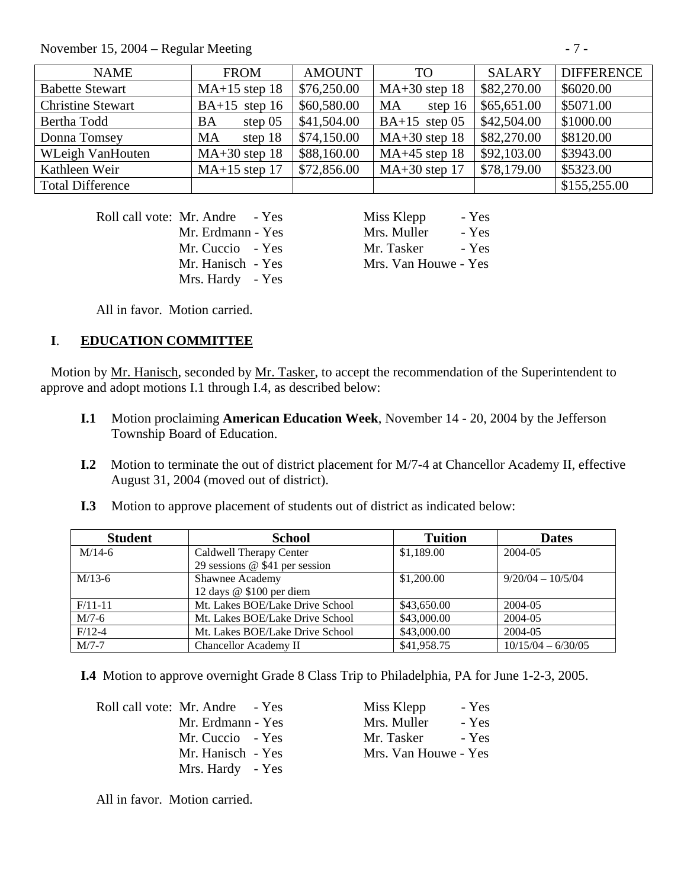| NAME | FROM | AMOUNT | TO | SALARY | DIFFERENCE |
|---|---|---|---|---|---|
| Babette Stewart | MA+15 step 18 | $76,250.00 | MA+30 step 18 | $82,270.00 | $6020.00 |
| Christine Stewart | BA+15 step 16 | $60,580.00 | MA step 16 | $65,651.00 | $5071.00 |
| Bertha Todd | BA step 05 | $41,504.00 | BA+15 step 05 | $42,504.00 | $1000.00 |
| Donna Tomsey | MA step 18 | $74,150.00 | MA+30 step 18 | $82,270.00 | $8120.00 |
| WLeigh VanHouten | MA+30 step 18 | $88,160.00 | MA+45 step 18 | $92,103.00 | $3943.00 |
| Kathleen Weir | MA+15 step 17 | $72,856.00 | MA+30 step 17 | $78,179.00 | $5323.00 |
| Total Difference | | | | | $155,255.00 |

Roll call vote: Mr. Andre - Yes
Mr. Erdmann - Yes
Mr. Cuccio - Yes
Mr. Hanisch - Yes
Mrs. Hardy - Yes
Miss Klepp - Yes
Mrs. Muller - Yes
Mr. Tasker - Yes
Mrs. Van Houwe - Yes

All in favor. Motion carried.

## I. EDUCATION COMMITTEE

Motion by Mr. Hanisch, seconded by Mr. Tasker, to accept the recommendation of the Superintendent to approve and adopt motions I.1 through I.4, as described below:

**I.1** Motion proclaiming **American Education Week**, November 14 - 20, 2004 by the Jefferson Township Board of Education.

**I.2** Motion to terminate the out of district placement for M/7-4 at Chancellor Academy II, effective August 31, 2004 (moved out of district).

**I.3** Motion to approve placement of students out of district as indicated below:

| Student | School | Tuition | Dates |
|---|---|---|---|
| M/14-6 | Caldwell Therapy Center<br>29 sessions @ $41 per session | $1,189.00 | 2004-05 |
| M/13-6 | Shawnee Academy<br>12 days @ $100 per diem | $1,200.00 | 9/20/04 – 10/5/04 |
| F/11-11 | Mt. Lakes BOE/Lake Drive School | $43,650.00 | 2004-05 |
| M/7-6 | Mt. Lakes BOE/Lake Drive School | $43,000.00 | 2004-05 |
| F/12-4 | Mt. Lakes BOE/Lake Drive School | $43,000.00 | 2004-05 |
| M/7-7 | Chancellor Academy II | $41,958.75 | 10/15/04 – 6/30/05 |

**I.4** Motion to approve overnight Grade 8 Class Trip to Philadelphia, PA for June 1-2-3, 2005.

Roll call vote: Mr. Andre - Yes
Mr. Erdmann - Yes
Mr. Cuccio - Yes
Mr. Hanisch - Yes
Mrs. Hardy - Yes
Miss Klepp - Yes
Mrs. Muller - Yes
Mr. Tasker - Yes
Mrs. Van Houwe - Yes

All in favor. Motion carried.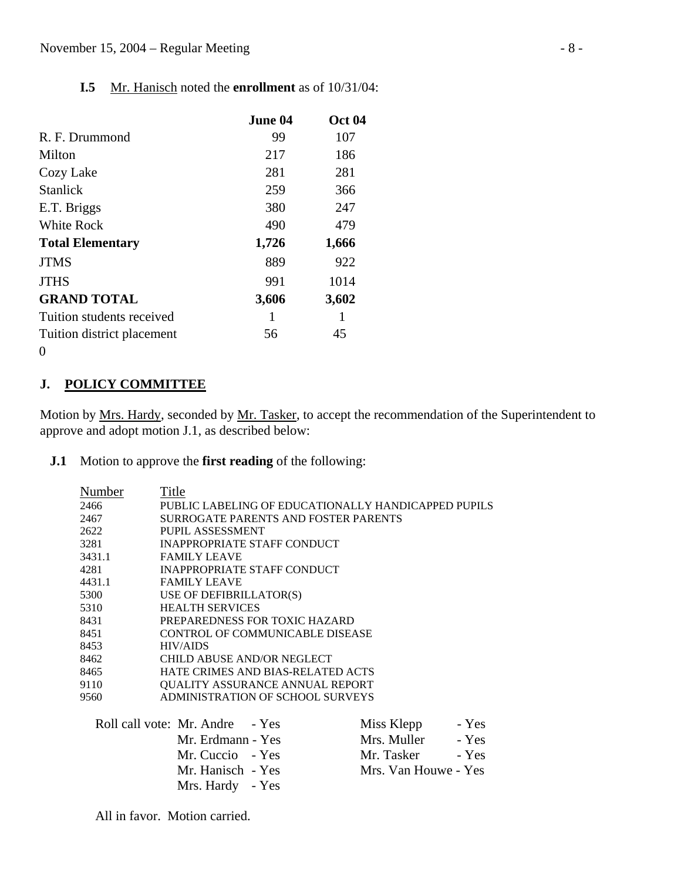**I.5** Mr. Hanisch noted the **enrollment** as of 10/31/04:

| | **June 04** | **Oct 04** |
|---|---|---|
| R. F. Drummond | 99 | 107 |
| Milton | 217 | 186 |
| Cozy Lake | 281 | 281 |
| Stanlick | 259 | 366 |
| E.T. Briggs | 380 | 247 |
| White Rock | 490 | 479 |
| **Total Elementary** | **1,726** | **1,666** |
| JTMS | 889 | 922 |
| JTHS | 991 | 1014 |
| **GRAND TOTAL** | **3,606** | **3,602** |
| Tuition students received | 1 | 1 |
| Tuition district placement | 56 | 45 |

0

## J. POLICY COMMITTEE

Motion by Mrs. Hardy, seconded by Mr. Tasker, to accept the recommendation of the Superintendent to approve and adopt motion J.1, as described below:

**J.1** Motion to approve the **first reading** of the following:

| Number | Title |
|---|---|
| 2466 | PUBLIC LABELING OF EDUCATIONALLY HANDICAPPED PUPILS |
| 2467 | SURROGATE PARENTS AND FOSTER PARENTS |
| 2622 | PUPIL ASSESSMENT |
| 3281 | INAPPROPRIATE STAFF CONDUCT |
| 3431.1 | FAMILY LEAVE |
| 4281 | INAPPROPRIATE STAFF CONDUCT |
| 4431.1 | FAMILY LEAVE |
| 5300 | USE OF DEFIBRILLATOR(S) |
| 5310 | HEALTH SERVICES |
| 8431 | PREPAREDNESS FOR TOXIC HAZARD |
| 8451 | CONTROL OF COMMUNICABLE DISEASE |
| 8453 | HIV/AIDS |
| 8462 | CHILD ABUSE AND/OR NEGLECT |
| 8465 | HATE CRIMES AND BIAS-RELATED ACTS |
| 9110 | QUALITY ASSURANCE ANNUAL REPORT |
| 9560 | ADMINISTRATION OF SCHOOL SURVEYS |

Roll call vote:
- Mr. Andre - Yes
- Mr. Erdmann - Yes
- Mr. Cuccio - Yes
- Mr. Hanisch - Yes
- Mrs. Hardy - Yes
- Miss Klepp - Yes
- Mrs. Muller - Yes
- Mr. Tasker - Yes
- Mrs. Van Houwe - Yes

All in favor. Motion carried.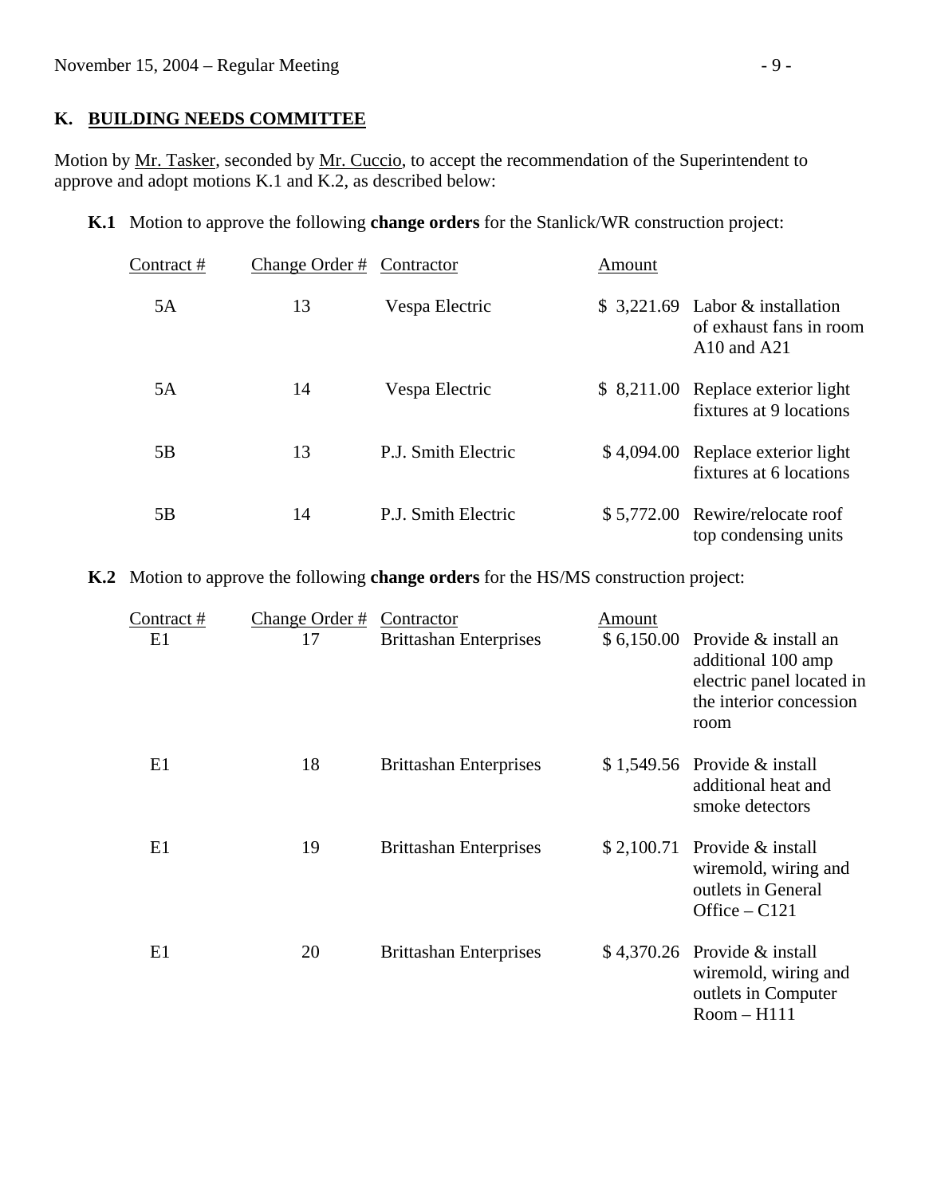## K. BUILDING NEEDS COMMITTEE

Motion by Mr. Tasker, seconded by Mr. Cuccio, to accept the recommendation of the Superintendent to approve and adopt motions K.1 and K.2, as described below:

**K.1** Motion to approve the following **change orders** for the Stanlick/WR construction project:

| Contract # | Change Order # | Contractor | Amount | |
|---|---|---|---|---|
| 5A | 13 | Vespa Electric | $ 3,221.69 | Labor & installation of exhaust fans in room A10 and A21 |
| 5A | 14 | Vespa Electric | $ 8,211.00 | Replace exterior light fixtures at 9 locations |
| 5B | 13 | P.J. Smith Electric | $ 4,094.00 | Replace exterior light fixtures at 6 locations |
| 5B | 14 | P.J. Smith Electric | $ 5,772.00 | Rewire/relocate roof top condensing units |

**K.2** Motion to approve the following **change orders** for the HS/MS construction project:

| Contract # | Change Order # | Contractor | Amount | |
|---|---|---|---|---|
| E1 | 17 | Brittashan Enterprises | $ 6,150.00 | Provide & install an additional 100 amp electric panel located in the interior concession room |
| E1 | 18 | Brittashan Enterprises | $ 1,549.56 | Provide & install additional heat and smoke detectors |
| E1 | 19 | Brittashan Enterprises | $ 2,100.71 | Provide & install wiremold, wiring and outlets in General Office – C121 |
| E1 | 20 | Brittashan Enterprises | $ 4,370.26 | Provide & install wiremold, wiring and outlets in Computer Room – H111 |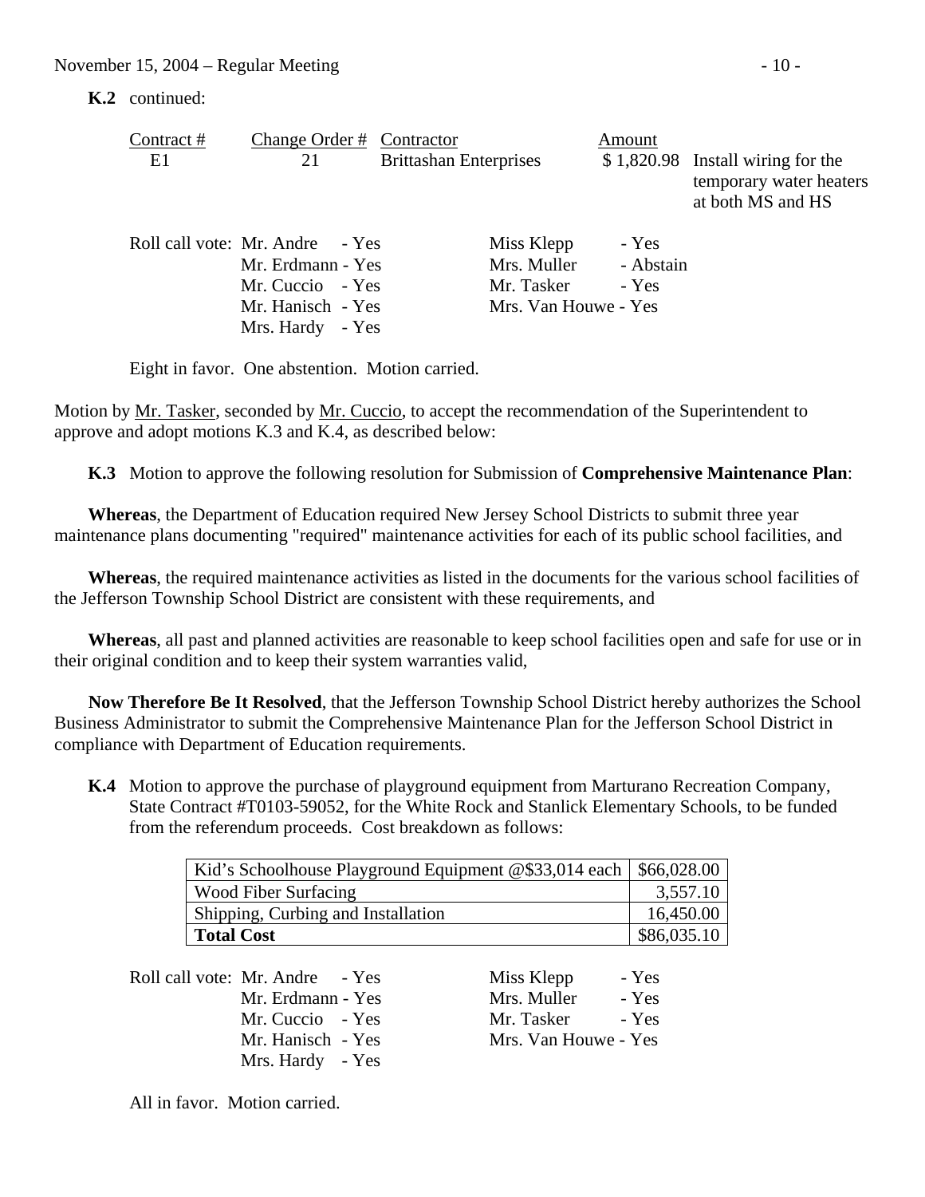**K.2** continued:

| Contract # | Change Order # | Contractor | Amount | |
|---|---|---|---|---|
| E1 | 21 | Brittashan Enterprises | $ 1,820.98 | Install wiring for the temporary water heaters at both MS and HS |

Roll call vote: Mr. Andre - Yes
Mr. Erdmann - Yes
Mr. Cuccio - Yes
Mr. Hanisch - Yes
Mrs. Hardy - Yes
Miss Klepp - Yes
Mrs. Muller - Abstain
Mr. Tasker - Yes
Mrs. Van Houwe - Yes

Eight in favor. One abstention. Motion carried.

Motion by Mr. Tasker, seconded by Mr. Cuccio, to accept the recommendation of the Superintendent to approve and adopt motions K.3 and K.4, as described below:

**K.3** Motion to approve the following resolution for Submission of **Comprehensive Maintenance Plan**:

**Whereas**, the Department of Education required New Jersey School Districts to submit three year maintenance plans documenting "required" maintenance activities for each of its public school facilities, and

**Whereas**, the required maintenance activities as listed in the documents for the various school facilities of the Jefferson Township School District are consistent with these requirements, and

**Whereas**, all past and planned activities are reasonable to keep school facilities open and safe for use or in their original condition and to keep their system warranties valid,

**Now Therefore Be It Resolved**, that the Jefferson Township School District hereby authorizes the School Business Administrator to submit the Comprehensive Maintenance Plan for the Jefferson School District in compliance with Department of Education requirements.

**K.4** Motion to approve the purchase of playground equipment from Marturano Recreation Company, State Contract #T0103-59052, for the White Rock and Stanlick Elementary Schools, to be funded from the referendum proceeds. Cost breakdown as follows:

| Item | Cost |
|---|---|
| Kid's Schoolhouse Playground Equipment @$33,014 each | $66,028.00 |
| Wood Fiber Surfacing | 3,557.10 |
| Shipping, Curbing and Installation | 16,450.00 |
| **Total Cost** | $86,035.10 |

Roll call vote: Mr. Andre - Yes
Mr. Erdmann - Yes
Mr. Cuccio - Yes
Mr. Hanisch - Yes
Mrs. Hardy - Yes
Miss Klepp - Yes
Mrs. Muller - Yes
Mr. Tasker - Yes
Mrs. Van Houwe - Yes

All in favor. Motion carried.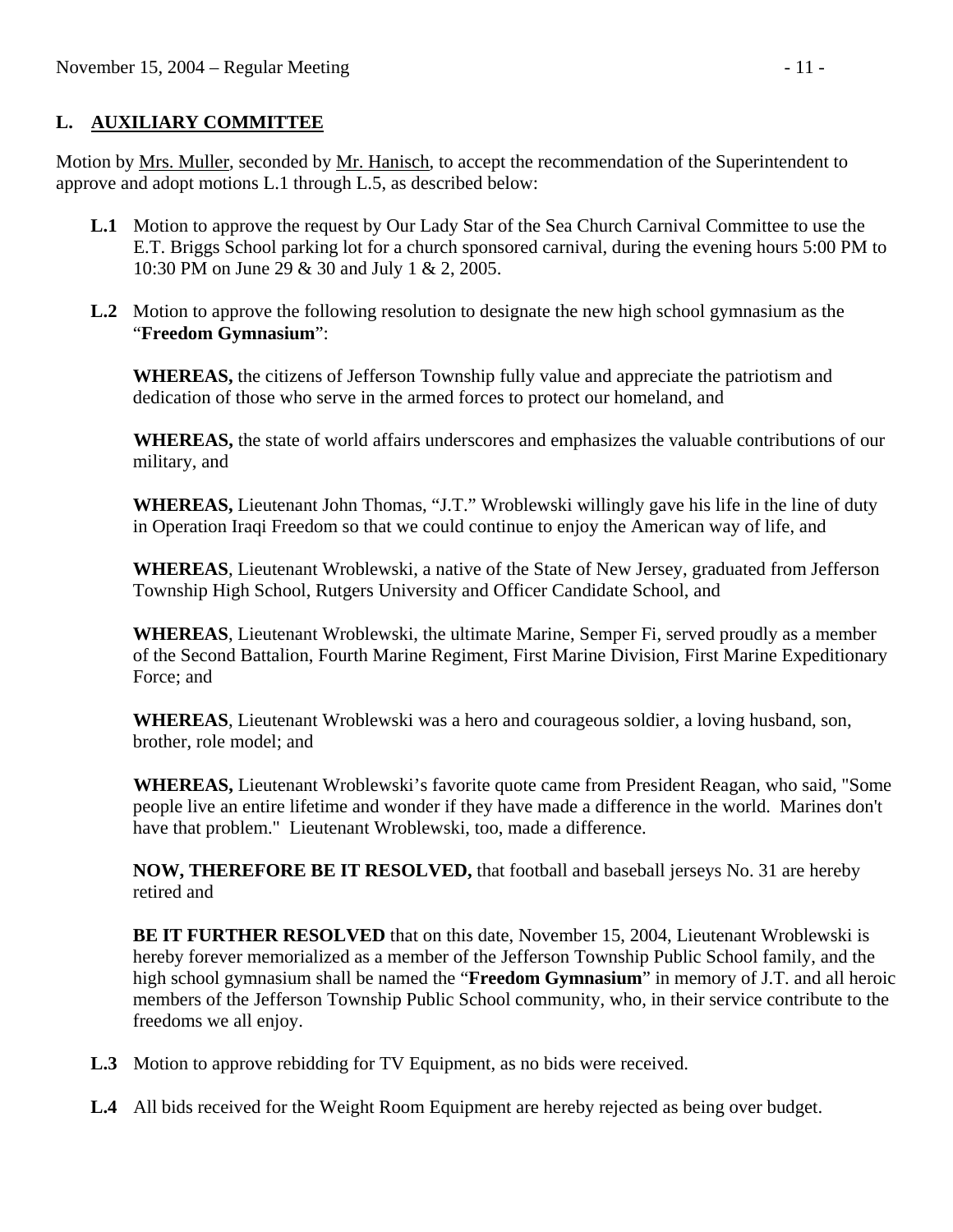## L. AUXILIARY COMMITTEE

Motion by Mrs. Muller, seconded by Mr. Hanisch, to accept the recommendation of the Superintendent to approve and adopt motions L.1 through L.5, as described below:

**L.1** Motion to approve the request by Our Lady Star of the Sea Church Carnival Committee to use the E.T. Briggs School parking lot for a church sponsored carnival, during the evening hours 5:00 PM to 10:30 PM on June 29 & 30 and July 1 & 2, 2005.

**L.2** Motion to approve the following resolution to designate the new high school gymnasium as the "**Freedom Gymnasium**":

**WHEREAS,** the citizens of Jefferson Township fully value and appreciate the patriotism and dedication of those who serve in the armed forces to protect our homeland, and

**WHEREAS,** the state of world affairs underscores and emphasizes the valuable contributions of our military, and

**WHEREAS,** Lieutenant John Thomas, "J.T." Wroblewski willingly gave his life in the line of duty in Operation Iraqi Freedom so that we could continue to enjoy the American way of life, and

**WHEREAS**, Lieutenant Wroblewski, a native of the State of New Jersey, graduated from Jefferson Township High School, Rutgers University and Officer Candidate School, and

**WHEREAS**, Lieutenant Wroblewski, the ultimate Marine, Semper Fi, served proudly as a member of the Second Battalion, Fourth Marine Regiment, First Marine Division, First Marine Expeditionary Force; and

**WHEREAS**, Lieutenant Wroblewski was a hero and courageous soldier, a loving husband, son, brother, role model; and

**WHEREAS,** Lieutenant Wroblewski's favorite quote came from President Reagan, who said, "Some people live an entire lifetime and wonder if they have made a difference in the world. Marines don't have that problem." Lieutenant Wroblewski, too, made a difference.

**NOW, THEREFORE BE IT RESOLVED,** that football and baseball jerseys No. 31 are hereby retired and

**BE IT FURTHER RESOLVED** that on this date, November 15, 2004, Lieutenant Wroblewski is hereby forever memorialized as a member of the Jefferson Township Public School family, and the high school gymnasium shall be named the "**Freedom Gymnasium**" in memory of J.T. and all heroic members of the Jefferson Township Public School community, who, in their service contribute to the freedoms we all enjoy.

**L.3** Motion to approve rebidding for TV Equipment, as no bids were received.

**L.4** All bids received for the Weight Room Equipment are hereby rejected as being over budget.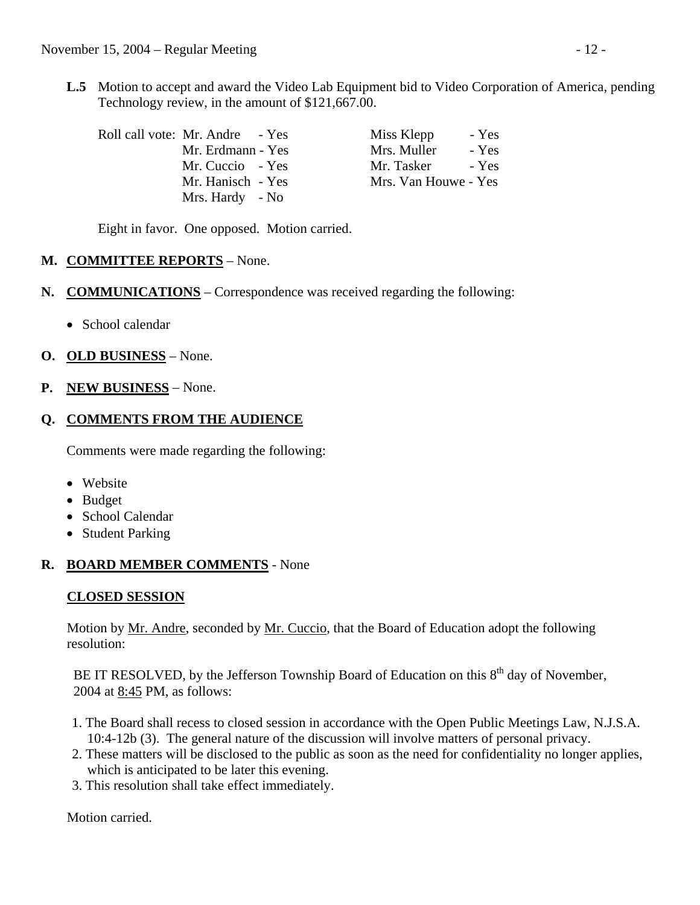**L.5** Motion to accept and award the Video Lab Equipment bid to Video Corporation of America, pending Technology review, in the amount of $121,667.00.

| Roll call vote: | | | |
|---|---|---|---|
| Mr. Andre | - Yes | Miss Klepp | - Yes |
| Mr. Erdmann | - Yes | Mrs. Muller | - Yes |
| Mr. Cuccio | - Yes | Mr. Tasker | - Yes |
| Mr. Hanisch | - Yes | Mrs. Van Houwe | - Yes |
| Mrs. Hardy | - No | | |

Eight in favor. One opposed. Motion carried.

**M. COMMITTEE REPORTS** – None.

**N. COMMUNICATIONS** – Correspondence was received regarding the following:

- School calendar

**O. OLD BUSINESS** – None.

**P. NEW BUSINESS** – None.

**Q. COMMENTS FROM THE AUDIENCE**

Comments were made regarding the following:

- Website
- Budget
- School Calendar
- Student Parking

**R. BOARD MEMBER COMMENTS** - None

**CLOSED SESSION**

Motion by Mr. Andre, seconded by Mr. Cuccio, that the Board of Education adopt the following resolution:

BE IT RESOLVED, by the Jefferson Township Board of Education on this 8th day of November, 2004 at 8:45 PM, as follows:

1. The Board shall recess to closed session in accordance with the Open Public Meetings Law, N.J.S.A. 10:4-12b (3). The general nature of the discussion will involve matters of personal privacy.
2. These matters will be disclosed to the public as soon as the need for confidentiality no longer applies, which is anticipated to be later this evening.
3. This resolution shall take effect immediately.

Motion carried.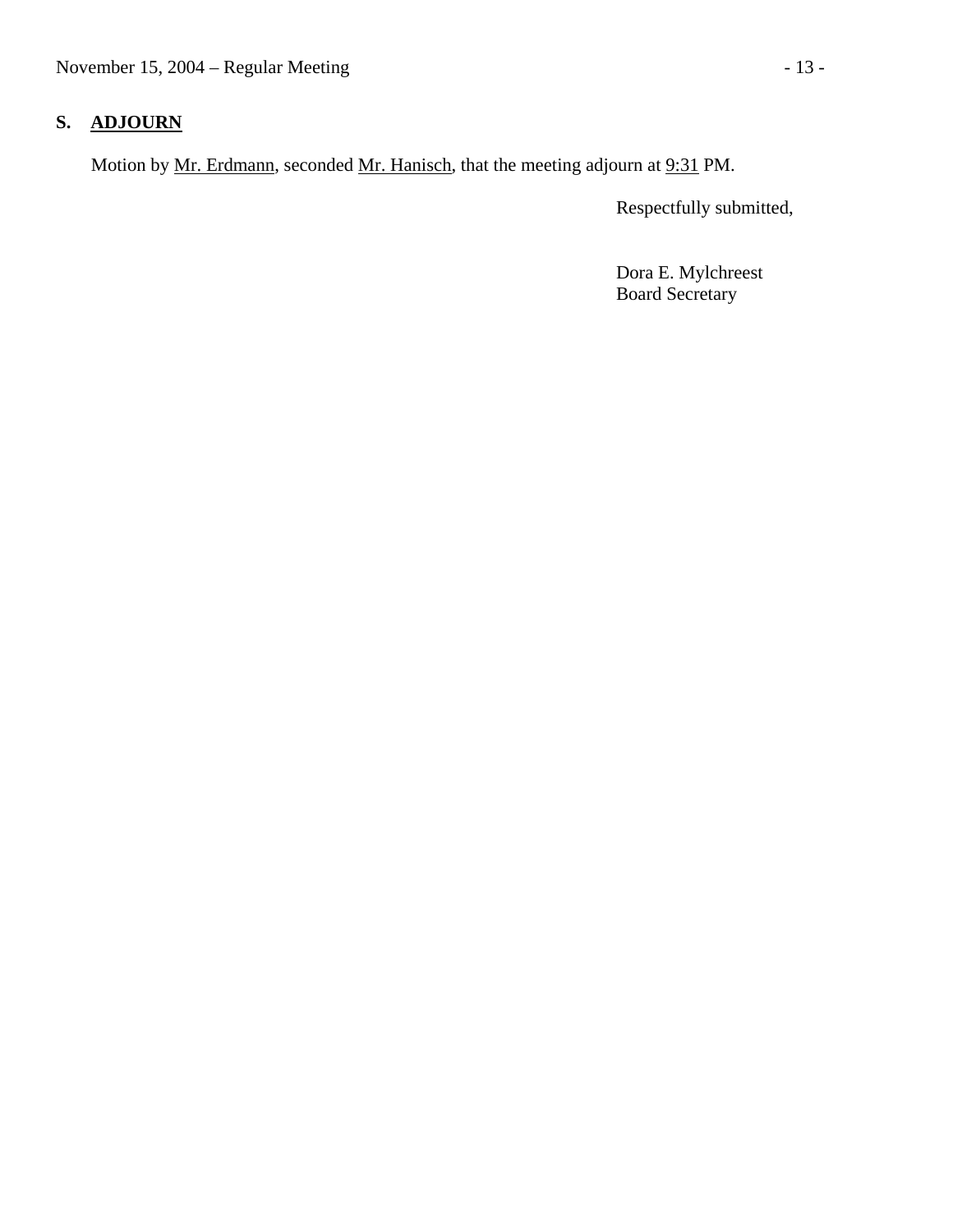## S. ADJOURN

Motion by Mr. Erdmann, seconded Mr. Hanisch, that the meeting adjourn at 9:31 PM.

Respectfully submitted,

Dora E. Mylchreest
Board Secretary